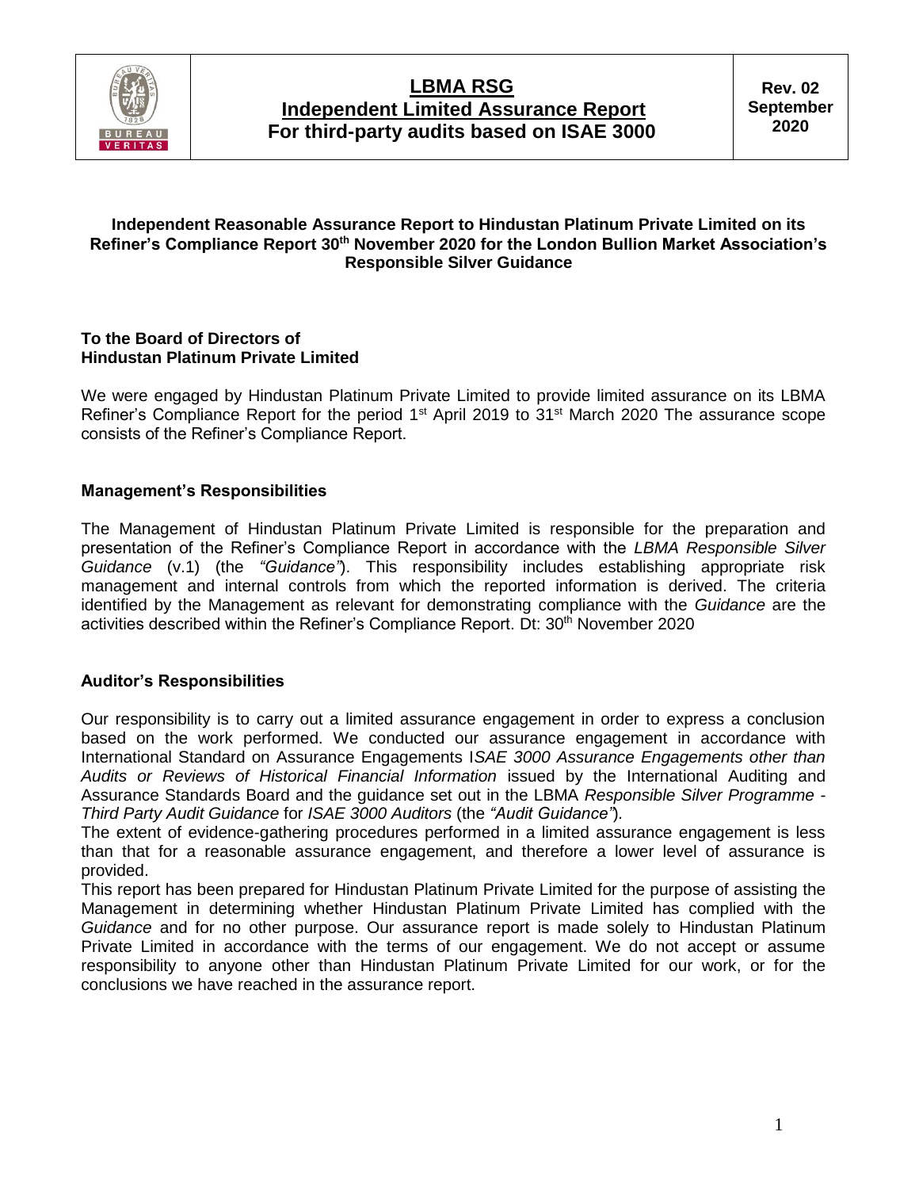# LBMA RSG
## Independent Limited Assurance Report
## For third-party audits based on ISAE 3000

**Rev. 02 September 2020**

**Independent Reasonable Assurance Report to Hindustan Platinum Private Limited on its Refiner's Compliance Report 30th November 2020 for the London Bullion Market Association's Responsible Silver Guidance**

**To the Board of Directors of**
**Hindustan Platinum Private Limited**

We were engaged by Hindustan Platinum Private Limited to provide limited assurance on its LBMA Refiner's Compliance Report for the period 1st April 2019 to 31st March 2020 The assurance scope consists of the Refiner's Compliance Report.

### Management's Responsibilities

The Management of Hindustan Platinum Private Limited is responsible for the preparation and presentation of the Refiner's Compliance Report in accordance with the *LBMA Responsible Silver Guidance* (v.1) (the *"Guidance"*). This responsibility includes establishing appropriate risk management and internal controls from which the reported information is derived. The criteria identified by the Management as relevant for demonstrating compliance with the *Guidance* are the activities described within the Refiner's Compliance Report. Dt: 30th November 2020

### Auditor's Responsibilities

Our responsibility is to carry out a limited assurance engagement in order to express a conclusion based on the work performed. We conducted our assurance engagement in accordance with International Standard on Assurance Engagements I*SAE 3000 Assurance Engagements other than Audits or Reviews of Historical Financial Information* issued by the International Auditing and Assurance Standards Board and the guidance set out in the LBMA *Responsible Silver Programme - Third Party Audit Guidance* for *ISAE 3000 Auditors* (the *"Audit Guidance"*).

The extent of evidence-gathering procedures performed in a limited assurance engagement is less than that for a reasonable assurance engagement, and therefore a lower level of assurance is provided.

This report has been prepared for Hindustan Platinum Private Limited for the purpose of assisting the Management in determining whether Hindustan Platinum Private Limited has complied with the *Guidance* and for no other purpose. Our assurance report is made solely to Hindustan Platinum Private Limited in accordance with the terms of our engagement. We do not accept or assume responsibility to anyone other than Hindustan Platinum Private Limited for our work, or for the conclusions we have reached in the assurance report.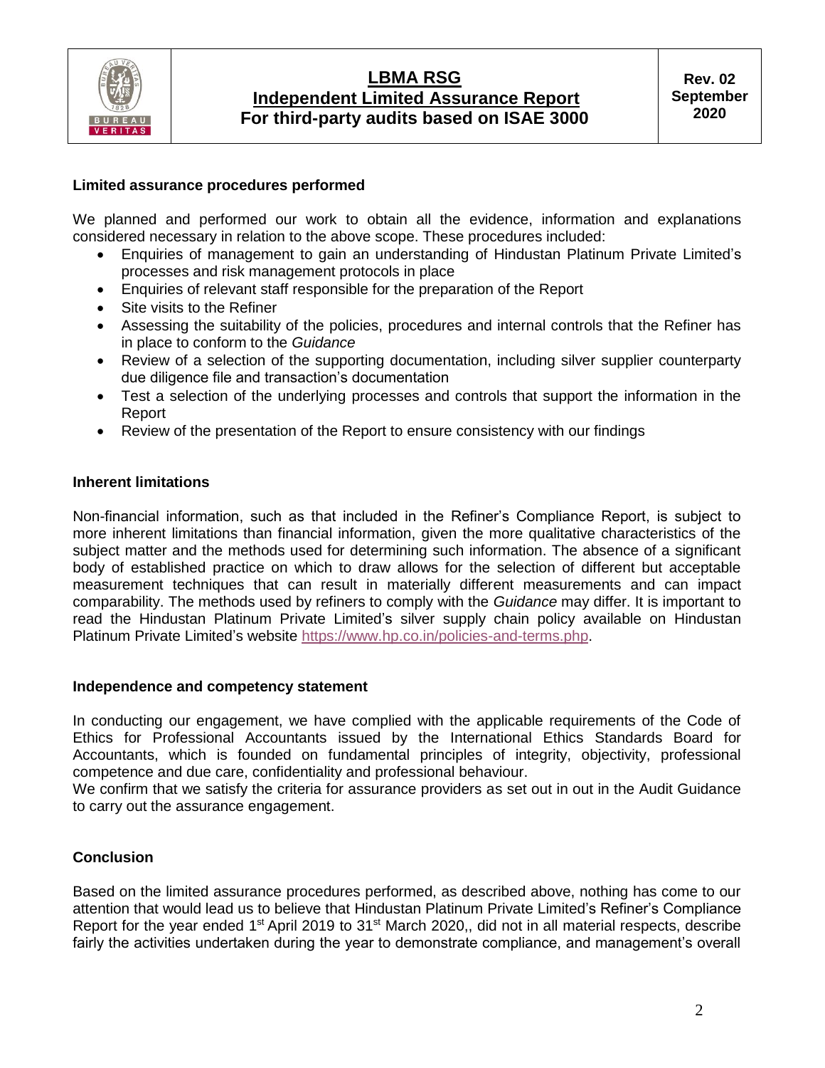## Limited assurance procedures performed

We planned and performed our work to obtain all the evidence, information and explanations considered necessary in relation to the above scope. These procedures included:

- Enquiries of management to gain an understanding of Hindustan Platinum Private Limited's processes and risk management protocols in place
- Enquiries of relevant staff responsible for the preparation of the Report
- Site visits to the Refiner
- Assessing the suitability of the policies, procedures and internal controls that the Refiner has in place to conform to the *Guidance*
- Review of a selection of the supporting documentation, including silver supplier counterparty due diligence file and transaction's documentation
- Test a selection of the underlying processes and controls that support the information in the Report
- Review of the presentation of the Report to ensure consistency with our findings

## Inherent limitations

Non-financial information, such as that included in the Refiner's Compliance Report, is subject to more inherent limitations than financial information, given the more qualitative characteristics of the subject matter and the methods used for determining such information. The absence of a significant body of established practice on which to draw allows for the selection of different but acceptable measurement techniques that can result in materially different measurements and can impact comparability. The methods used by refiners to comply with the *Guidance* may differ. It is important to read the Hindustan Platinum Private Limited's silver supply chain policy available on Hindustan Platinum Private Limited's website https://www.hp.co.in/policies-and-terms.php.

## Independence and competency statement

In conducting our engagement, we have complied with the applicable requirements of the Code of Ethics for Professional Accountants issued by the International Ethics Standards Board for Accountants, which is founded on fundamental principles of integrity, objectivity, professional competence and due care, confidentiality and professional behaviour.
We confirm that we satisfy the criteria for assurance providers as set out in out in the Audit Guidance to carry out the assurance engagement.

## Conclusion

Based on the limited assurance procedures performed, as described above, nothing has come to our attention that would lead us to believe that Hindustan Platinum Private Limited's Refiner's Compliance Report for the year ended 1st April 2019 to 31st March 2020,, did not in all material respects, describe fairly the activities undertaken during the year to demonstrate compliance, and management's overall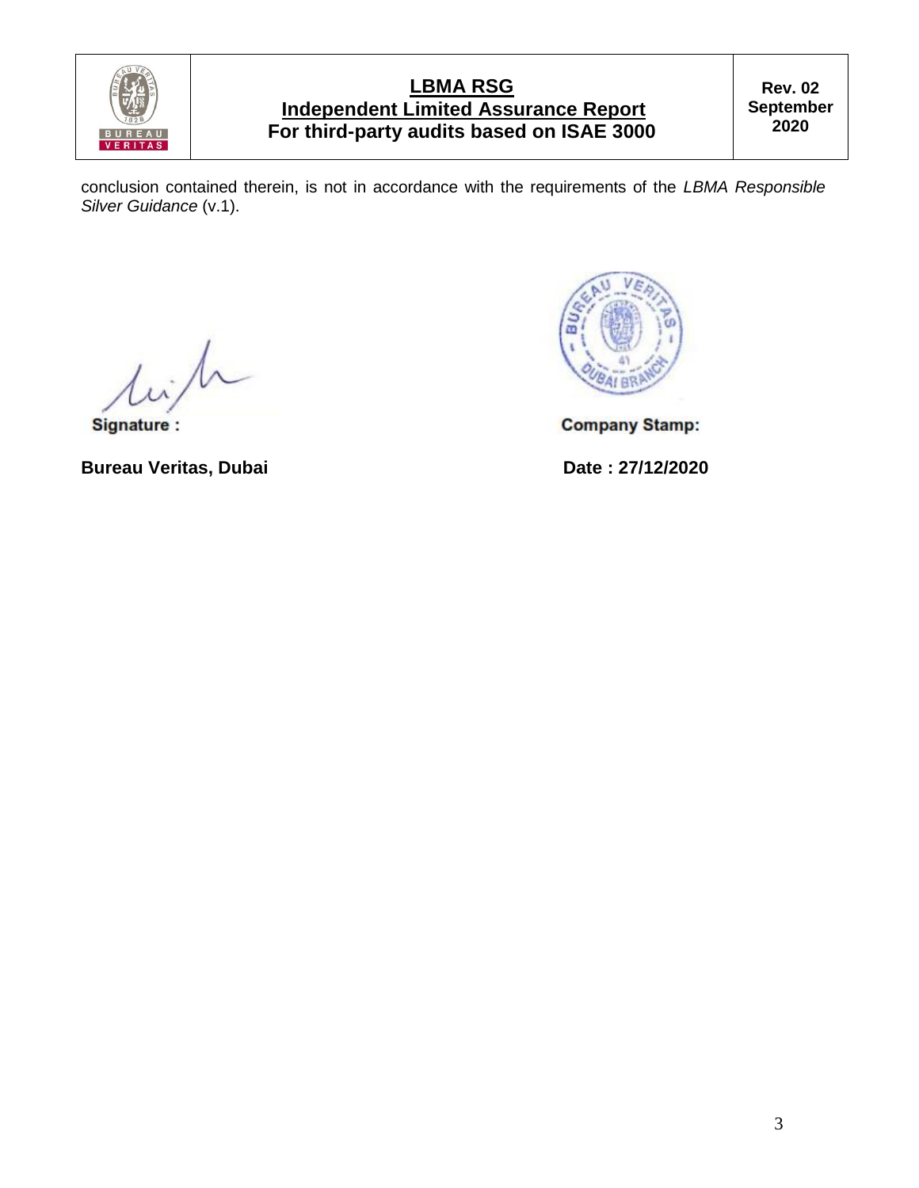conclusion contained therein, is not in accordance with the requirements of the *LBMA Responsible Silver Guidance* (v.1).

**Signature :**

**Company Stamp:**

**Bureau Veritas, Dubai**

**Date : 27/12/2020**